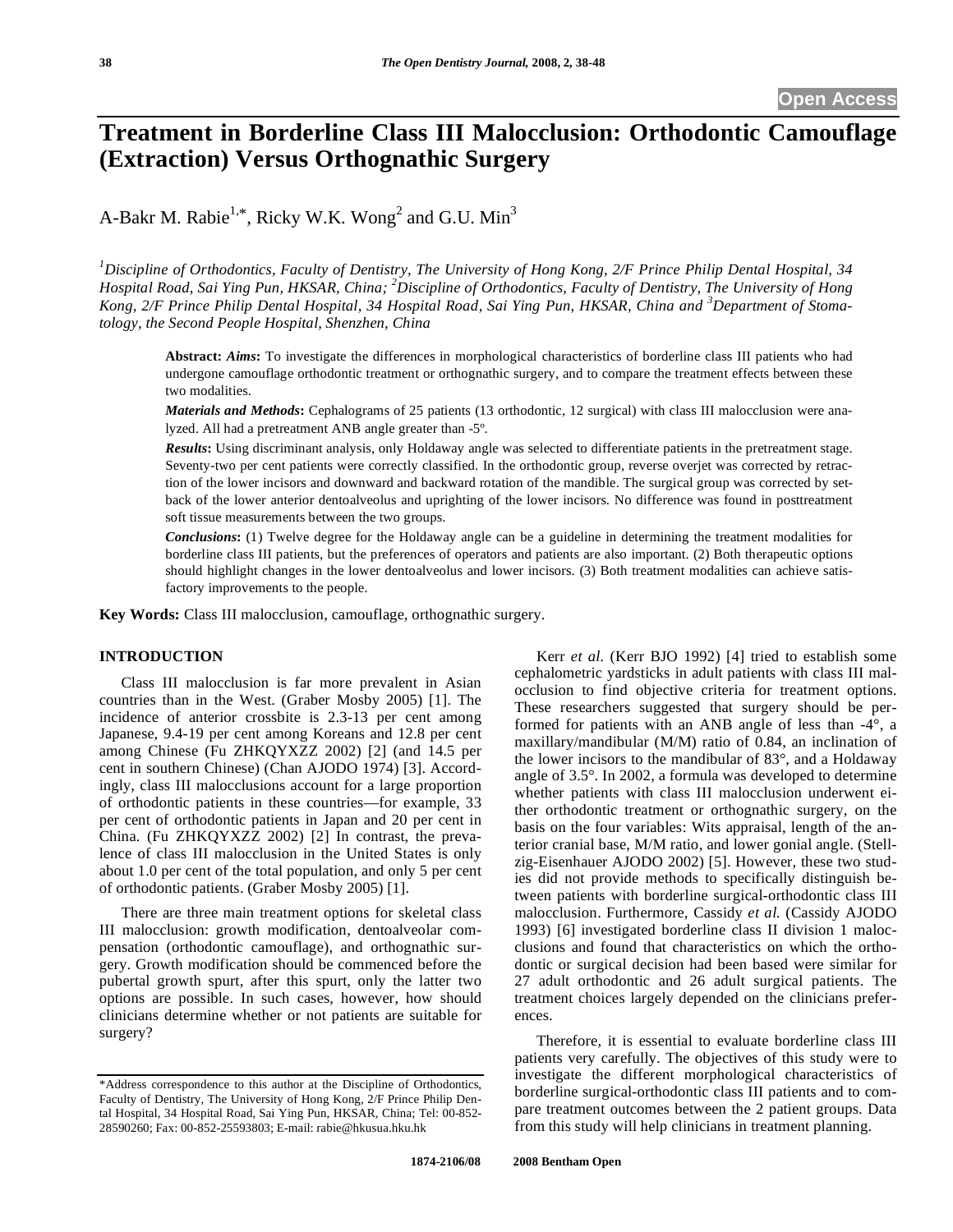**Open Access**

# Treatment in Borderline Class III Malocclusion: Orthodontic Camouflage (Extraction) Versus Orthognathic Surgery

A-Bakr M. Rabie[1,*], Ricky W.K. Wong[2] and G.U. Min[3]

*[1]Discipline of Orthodontics, Faculty of Dentistry, The University of Hong Kong, 2/F Prince Philip Dental Hospital, 34 Hospital Road, Sai Ying Pun, HKSAR, China; [2]Discipline of Orthodontics, Faculty of Dentistry, The University of Hong Kong, 2/F Prince Philip Dental Hospital, 34 Hospital Road, Sai Ying Pun, HKSAR, China and [3]Department of Stomatology, the Second People Hospital, Shenzhen, China*

**Abstract:** ***Aims*****:** To investigate the differences in morphological characteristics of borderline class III patients who had undergone camouflage orthodontic treatment or orthognathic surgery, and to compare the treatment effects between these two modalities.

***Materials and Methods*****:** Cephalograms of 25 patients (13 orthodontic, 12 surgical) with class III malocclusion were analyzed. All had a pretreatment ANB angle greater than -5º.

***Results*****:** Using discriminant analysis, only Holdaway angle was selected to differentiate patients in the pretreatment stage. Seventy-two per cent patients were correctly classified. In the orthodontic group, reverse overjet was corrected by retraction of the lower incisors and downward and backward rotation of the mandible. The surgical group was corrected by setback of the lower anterior dentoalveolus and uprighting of the lower incisors. No difference was found in posttreatment soft tissue measurements between the two groups.

***Conclusions*****:** (1) Twelve degree for the Holdaway angle can be a guideline in determining the treatment modalities for borderline class III patients, but the preferences of operators and patients are also important. (2) Both therapeutic options should highlight changes in the lower dentoalveolus and lower incisors. (3) Both treatment modalities can achieve satisfactory improvements to the people.

**Key Words:** Class III malocclusion, camouflage, orthognathic surgery.

## INTRODUCTION

Class III malocclusion is far more prevalent in Asian countries than in the West. (Graber Mosby 2005) [1]. The incidence of anterior crossbite is 2.3-13 per cent among Japanese, 9.4-19 per cent among Koreans and 12.8 per cent among Chinese (Fu ZHKQYXZZ 2002) [2] (and 14.5 per cent in southern Chinese) (Chan AJODO 1974) [3]. Accordingly, class III malocclusions account for a large proportion of orthodontic patients in these countries—for example, 33 per cent of orthodontic patients in Japan and 20 per cent in China. (Fu ZHKQYXZZ 2002) [2] In contrast, the prevalence of class III malocclusion in the United States is only about 1.0 per cent of the total population, and only 5 per cent of orthodontic patients. (Graber Mosby 2005) [1].

There are three main treatment options for skeletal class III malocclusion: growth modification, dentoalveolar compensation (orthodontic camouflage), and orthognathic surgery. Growth modification should be commenced before the pubertal growth spurt, after this spurt, only the latter two options are possible. In such cases, however, how should clinicians determine whether or not patients are suitable for surgery?

Kerr *et al.* (Kerr BJO 1992) [4] tried to establish some cephalometric yardsticks in adult patients with class III malocclusion to find objective criteria for treatment options. These researchers suggested that surgery should be performed for patients with an ANB angle of less than -4°, a maxillary/mandibular (M/M) ratio of 0.84, an inclination of the lower incisors to the mandibular of 83°, and a Holdaway angle of 3.5°. In 2002, a formula was developed to determine whether patients with class III malocclusion underwent either orthodontic treatment or orthognathic surgery, on the basis on the four variables: Wits appraisal, length of the anterior cranial base, M/M ratio, and lower gonial angle. (Stellzig-Eisenhauer AJODO 2002) [5]. However, these two studies did not provide methods to specifically distinguish between patients with borderline surgical-orthodontic class III malocclusion. Furthermore, Cassidy *et al.* (Cassidy AJODO 1993) [6] investigated borderline class II division 1 malocclusions and found that characteristics on which the orthodontic or surgical decision had been based were similar for 27 adult orthodontic and 26 adult surgical patients. The treatment choices largely depended on the clinicians preferences.

Therefore, it is essential to evaluate borderline class III patients very carefully. The objectives of this study were to investigate the different morphological characteristics of borderline surgical-orthodontic class III patients and to compare treatment outcomes between the 2 patient groups. Data from this study will help clinicians in treatment planning.

*Address correspondence to this author at the Discipline of Orthodontics, Faculty of Dentistry, The University of Hong Kong, 2/F Prince Philip Dental Hospital, 34 Hospital Road, Sai Ying Pun, HKSAR, China; Tel: 00-852-28590260; Fax: 00-852-25593803; E-mail: rabie@hkusua.hku.hk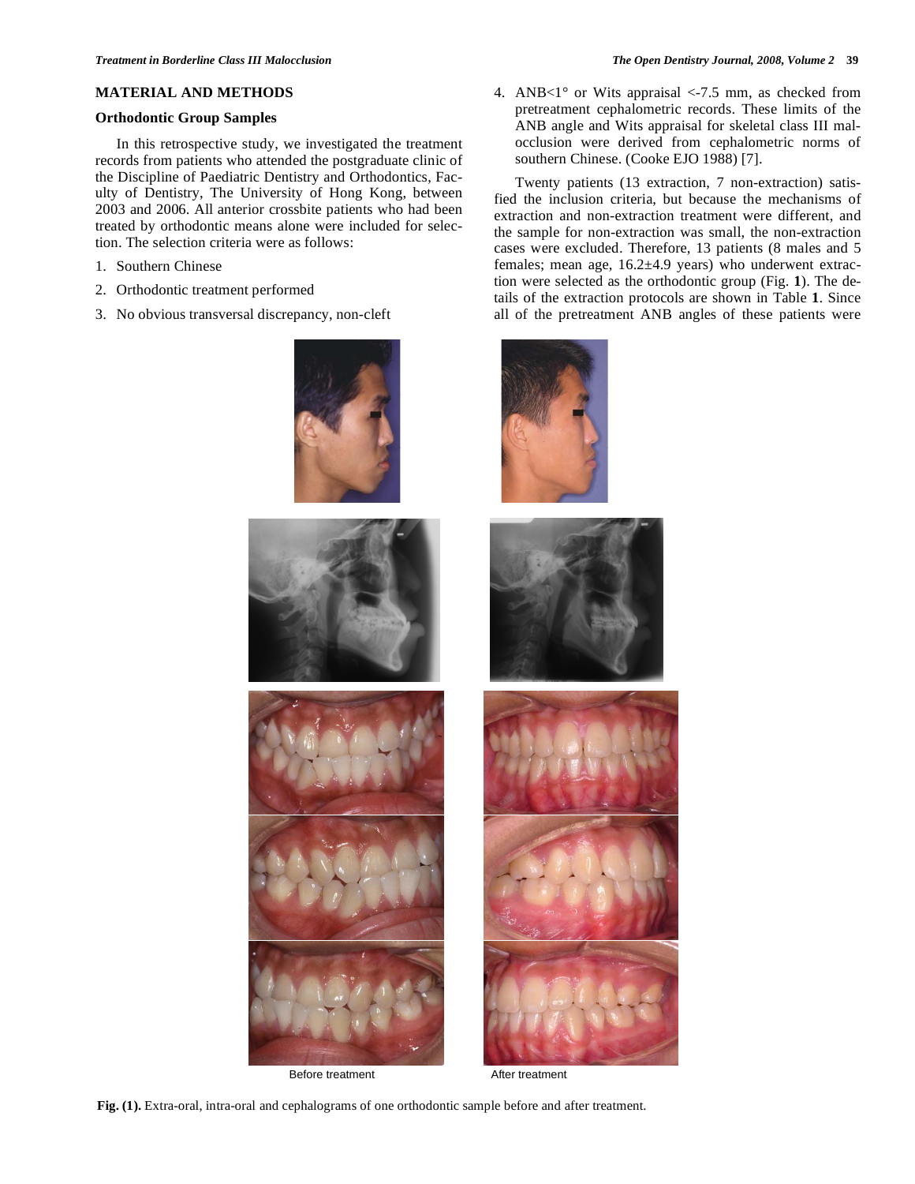## MATERIAL AND METHODS

### Orthodontic Group Samples

In this retrospective study, we investigated the treatment records from patients who attended the postgraduate clinic of the Discipline of Paediatric Dentistry and Orthodontics, Faculty of Dentistry, The University of Hong Kong, between 2003 and 2006. All anterior crossbite patients who had been treated by orthodontic means alone were included for selection. The selection criteria were as follows:

1. Southern Chinese
2. Orthodontic treatment performed
3. No obvious transversal discrepancy, non-cleft
4. ANB<1° or Wits appraisal <-7.5 mm, as checked from pretreatment cephalometric records. These limits of the ANB angle and Wits appraisal for skeletal class III malocclusion were derived from cephalometric norms of southern Chinese. (Cooke EJO 1988) [7].

Twenty patients (13 extraction, 7 non-extraction) satisfied the inclusion criteria, but because the mechanisms of extraction and non-extraction treatment were different, and the sample for non-extraction was small, the non-extraction cases were excluded. Therefore, 13 patients (8 males and 5 females; mean age, 16.2±4.9 years) who underwent extraction were selected as the orthodontic group (Fig. **1**). The details of the extraction protocols are shown in Table **1**. Since all of the pretreatment ANB angles of these patients were

Before treatment After treatment

**Fig. (1).** Extra-oral, intra-oral and cephalograms of one orthodontic sample before and after treatment.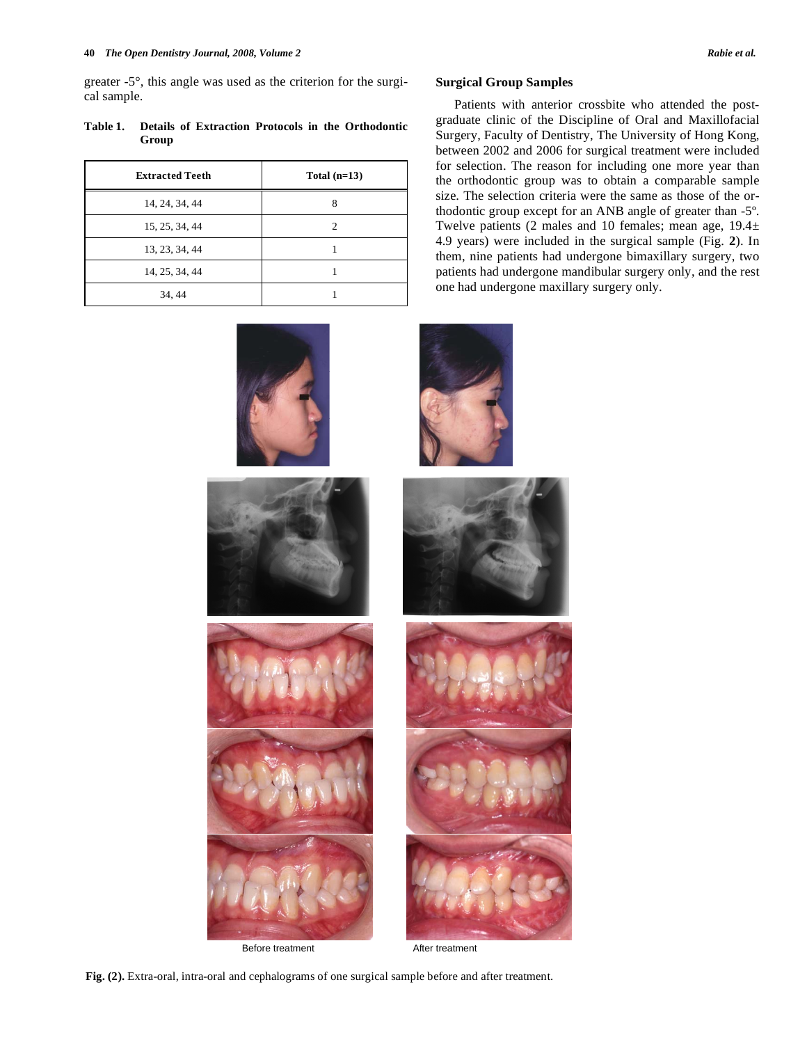greater -5°, this angle was used as the criterion for the surgical sample.

**Table 1. Details of Extraction Protocols in the Orthodontic Group**

| Extracted Teeth | Total (n=13) |
|---|---|
| 14, 24, 34, 44 | 8 |
| 15, 25, 34, 44 | 2 |
| 13, 23, 34, 44 | 1 |
| 14, 25, 34, 44 | 1 |
| 34, 44 | 1 |

## Surgical Group Samples

Patients with anterior crossbite who attended the postgraduate clinic of the Discipline of Oral and Maxillofacial Surgery, Faculty of Dentistry, The University of Hong Kong, between 2002 and 2006 for surgical treatment were included for selection. The reason for including one more year than the orthodontic group was to obtain a comparable sample size. The selection criteria were the same as those of the orthodontic group except for an ANB angle of greater than -5º. Twelve patients (2 males and 10 females; mean age, 19.4± 4.9 years) were included in the surgical sample (Fig. **2**). In them, nine patients had undergone bimaxillary surgery, two patients had undergone mandibular surgery only, and the rest one had undergone maxillary surgery only.

Before treatment

After treatment

**Fig. (2).** Extra-oral, intra-oral and cephalograms of one surgical sample before and after treatment.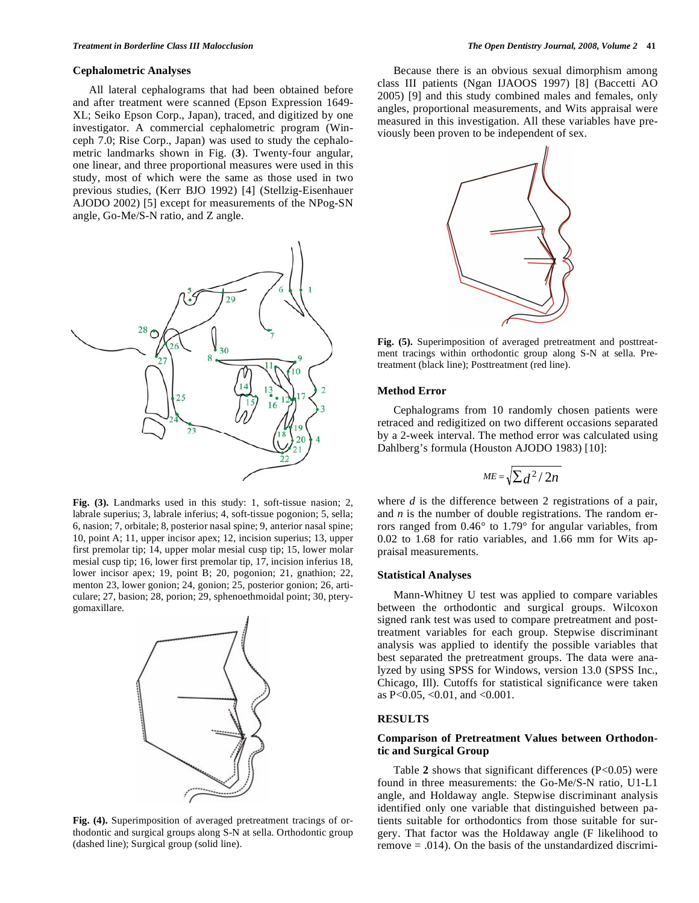### Cephalometric Analyses

All lateral cephalograms that had been obtained before and after treatment were scanned (Epson Expression 1649-XL; Seiko Epson Corp., Japan), traced, and digitized by one investigator. A commercial cephalometric program (Win-ceph 7.0; Rise Corp., Japan) was used to study the cephalometric landmarks shown in Fig. (**3**). Twenty-four angular, one linear, and three proportional measures were used in this study, most of which were the same as those used in two previous studies, (Kerr BJO 1992) [4] (Stellzig-Eisenhauer AJODO 2002) [5] except for measurements of the NPog-SN angle, Go-Me/S-N ratio, and Z angle.

**Fig. (3).** Landmarks used in this study: 1, soft-tissue nasion; 2, labrale superius; 3, labrale inferius; 4, soft-tissue pogonion; 5, sella; 6, nasion; 7, orbitale; 8, posterior nasal spine; 9, anterior nasal spine; 10, point A; 11, upper incisor apex; 12, incision superius; 13, upper first premolar tip; 14, upper molar mesial cusp tip; 15, lower molar mesial cusp tip; 16, lower first premolar tip, 17, incision inferius 18, lower incisor apex; 19, point B; 20, pogonion; 21, gnathion; 22, menton 23, lower gonion; 24, gonion; 25, posterior gonion; 26, articulare; 27, basion; 28, porion; 29, sphenoethmoidal point; 30, pterygomaxillare.

**Fig. (4).** Superimposition of averaged pretreatment tracings of orthodontic and surgical groups along S-N at sella. Orthodontic group (dashed line); Surgical group (solid line).

Because there is an obvious sexual dimorphism among class III patients (Ngan IJAOOS 1997) [8] (Baccetti AO 2005) [9] and this study combined males and females, only angles, proportional measurements, and Wits appraisal were measured in this investigation. All these variables have previously been proven to be independent of sex.

**Fig. (5).** Superimposition of averaged pretreatment and posttreatment tracings within orthodontic group along S-N at sella. Pretreatment (black line); Posttreatment (red line).

### Method Error

Cephalograms from 10 randomly chosen patients were retraced and redigitized on two different occasions separated by a 2-week interval. The method error was calculated using Dahlberg's formula (Houston AJODO 1983) [10]:

$$ME = \sqrt{\sum d^2 / 2n}$$

where $d$ is the difference between 2 registrations of a pair, and $n$ is the number of double registrations. The random errors ranged from 0.46° to 1.79° for angular variables, from 0.02 to 1.68 for ratio variables, and 1.66 mm for Wits appraisal measurements.

### Statistical Analyses

Mann-Whitney U test was applied to compare variables between the orthodontic and surgical groups. Wilcoxon signed rank test was used to compare pretreatment and posttreatment variables for each group. Stepwise discriminant analysis was applied to identify the possible variables that best separated the pretreatment groups. The data were analyzed by using SPSS for Windows, version 13.0 (SPSS Inc., Chicago, Ill). Cutoffs for statistical significance were taken as $P<0.05$, $<0.01$, and $<0.001$.

## RESULTS

### Comparison of Pretreatment Values between Orthodontic and Surgical Group

Table **2** shows that significant differences ($P<0.05$) were found in three measurements: the Go-Me/S-N ratio, U1-L1 angle, and Holdaway angle. Stepwise discriminant analysis identified only one variable that distinguished between patients suitable for orthodontics from those suitable for surgery. That factor was the Holdaway angle (F likelihood to remove = .014). On the basis of the unstandardized discrimi-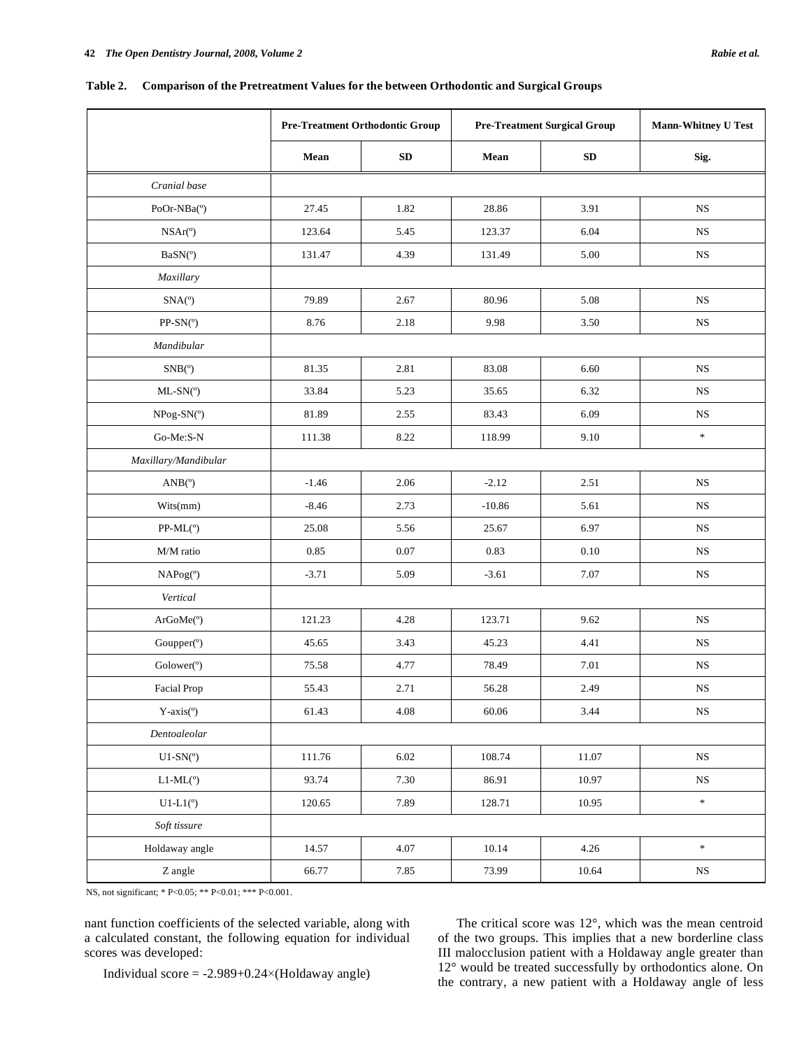**Table 2. Comparison of the Pretreatment Values for the between Orthodontic and Surgical Groups**

| | Pre-Treatment Orthodontic Group | | Pre-Treatment Surgical Group | | Mann-Whitney U Test |
|---|---|---|---|---|---|
| | **Mean** | **SD** | **Mean** | **SD** | **Sig.** |
| *Cranial base* | | | | | |
| PoOr-NBa(º) | 27.45 | 1.82 | 28.86 | 3.91 | NS |
| NSAr(º) | 123.64 | 5.45 | 123.37 | 6.04 | NS |
| BaSN(º) | 131.47 | 4.39 | 131.49 | 5.00 | NS |
| *Maxillary* | | | | | |
| SNA(º) | 79.89 | 2.67 | 80.96 | 5.08 | NS |
| PP-SN(º) | 8.76 | 2.18 | 9.98 | 3.50 | NS |
| *Mandibular* | | | | | |
| SNB(º) | 81.35 | 2.81 | 83.08 | 6.60 | NS |
| ML-SN(º) | 33.84 | 5.23 | 35.65 | 6.32 | NS |
| NPog-SN(º) | 81.89 | 2.55 | 83.43 | 6.09 | NS |
| Go-Me:S-N | 111.38 | 8.22 | 118.99 | 9.10 | * |
| *Maxillary/Mandibular* | | | | | |
| ANB(º) | -1.46 | 2.06 | -2.12 | 2.51 | NS |
| Wits(mm) | -8.46 | 2.73 | -10.86 | 5.61 | NS |
| PP-ML(º) | 25.08 | 5.56 | 25.67 | 6.97 | NS |
| M/M ratio | 0.85 | 0.07 | 0.83 | 0.10 | NS |
| NAPog(º) | -3.71 | 5.09 | -3.61 | 7.07 | NS |
| *Vertical* | | | | | |
| ArGoMe(º) | 121.23 | 4.28 | 123.71 | 9.62 | NS |
| Goupper(º) | 45.65 | 3.43 | 45.23 | 4.41 | NS |
| Golower(º) | 75.58 | 4.77 | 78.49 | 7.01 | NS |
| Facial Prop | 55.43 | 2.71 | 56.28 | 2.49 | NS |
| Y-axis(º) | 61.43 | 4.08 | 60.06 | 3.44 | NS |
| *Dentoaleolar* | | | | | |
| U1-SN(º) | 111.76 | 6.02 | 108.74 | 11.07 | NS |
| L1-ML(º) | 93.74 | 7.30 | 86.91 | 10.97 | NS |
| U1-L1(º) | 120.65 | 7.89 | 128.71 | 10.95 | * |
| *Soft tissure* | | | | | |
| Holdaway angle | 14.57 | 4.07 | 10.14 | 4.26 | * |
| Z angle | 66.77 | 7.85 | 73.99 | 10.64 | NS |

NS, not significant; * $P<0.05$; ** $P<0.01$; *** $P<0.001$.

nant function coefficients of the selected variable, along with a calculated constant, the following equation for individual scores was developed:

$$\text{Individual score} = -2.989+0.24\times(\text{Holdaway angle})$$

The critical score was 12°, which was the mean centroid of the two groups. This implies that a new borderline class III malocclusion patient with a Holdaway angle greater than 12° would be treated successfully by orthodontics alone. On the contrary, a new patient with a Holdaway angle of less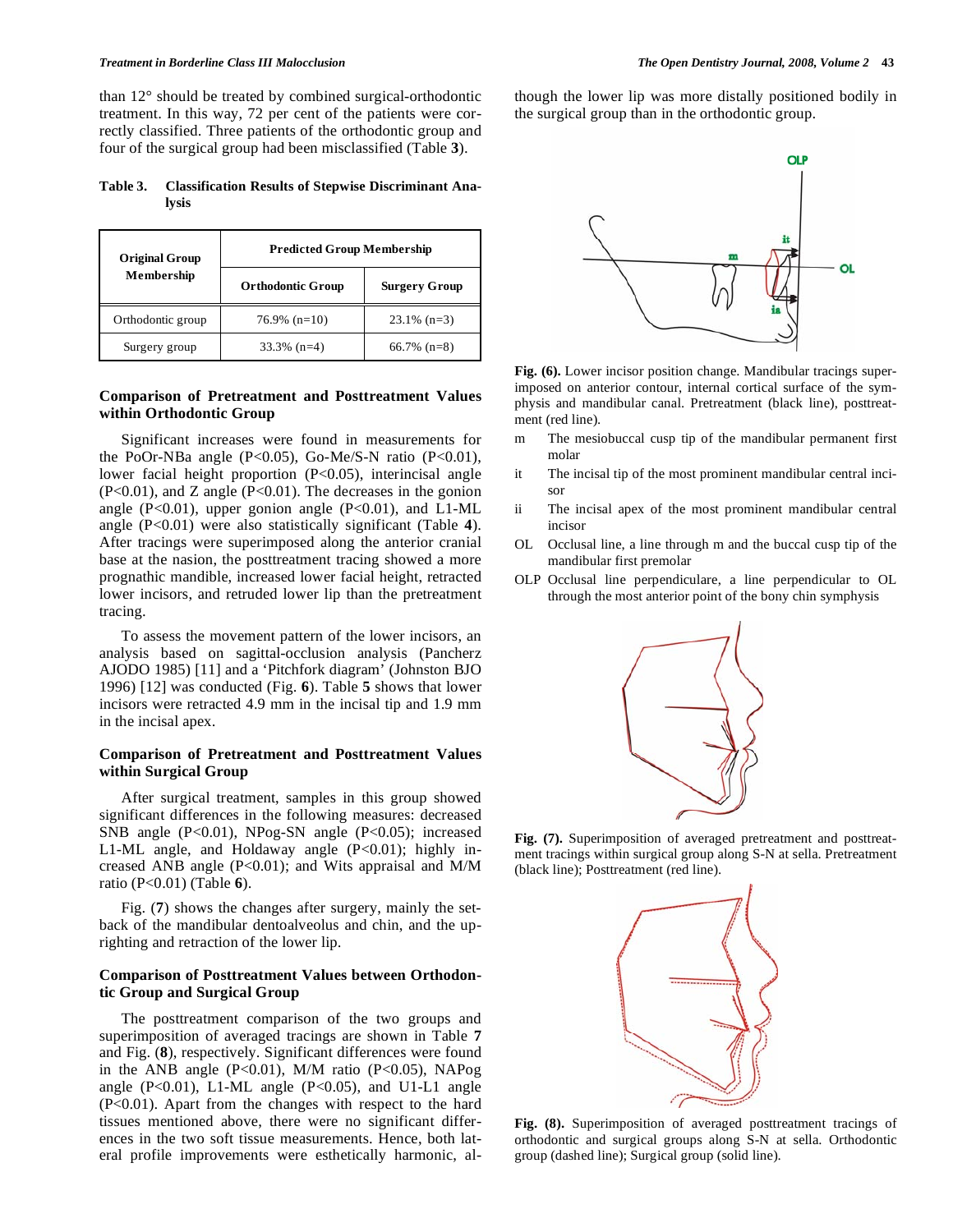than 12° should be treated by combined surgical-orthodontic treatment. In this way, 72 per cent of the patients were correctly classified. Three patients of the orthodontic group and four of the surgical group had been misclassified (Table **3**).

**Table 3. Classification Results of Stepwise Discriminant Analysis**

| Original Group Membership | Predicted Group Membership | |
|---|---|---|
| | Orthodontic Group | Surgery Group |
| Orthodontic group | 76.9% (n=10) | 23.1% (n=3) |
| Surgery group | 33.3% (n=4) | 66.7% (n=8) |

### Comparison of Pretreatment and Posttreatment Values within Orthodontic Group

Significant increases were found in measurements for the PoOr-NBa angle (P<0.05), Go-Me/S-N ratio (P<0.01), lower facial height proportion (P<0.05), interincisal angle (P<0.01), and Z angle (P<0.01). The decreases in the gonion angle (P<0.01), upper gonion angle (P<0.01), and L1-ML angle (P<0.01) were also statistically significant (Table **4**). After tracings were superimposed along the anterior cranial base at the nasion, the posttreatment tracing showed a more prognathic mandible, increased lower facial height, retracted lower incisors, and retruded lower lip than the pretreatment tracing.

To assess the movement pattern of the lower incisors, an analysis based on sagittal-occlusion analysis (Pancherz AJODO 1985) [11] and a 'Pitchfork diagram' (Johnston BJO 1996) [12] was conducted (Fig. **6**). Table **5** shows that lower incisors were retracted 4.9 mm in the incisal tip and 1.9 mm in the incisal apex.

### Comparison of Pretreatment and Posttreatment Values within Surgical Group

After surgical treatment, samples in this group showed significant differences in the following measures: decreased SNB angle (P<0.01), NPog-SN angle (P<0.05); increased L1-ML angle, and Holdaway angle (P<0.01); highly increased ANB angle (P<0.01); and Wits appraisal and M/M ratio (P<0.01) (Table **6**).

Fig. (**7**) shows the changes after surgery, mainly the setback of the mandibular dentoalveolus and chin, and the uprighting and retraction of the lower lip.

### Comparison of Posttreatment Values between Orthodontic Group and Surgical Group

The posttreatment comparison of the two groups and superimposition of averaged tracings are shown in Table **7** and Fig. (**8**), respectively. Significant differences were found in the ANB angle (P<0.01), M/M ratio (P<0.05), NAPog angle (P<0.01), L1-ML angle (P<0.05), and U1-L1 angle (P<0.01). Apart from the changes with respect to the hard tissues mentioned above, there were no significant differences in the two soft tissue measurements. Hence, both lateral profile improvements were esthetically harmonic, although the lower lip was more distally positioned bodily in the surgical group than in the orthodontic group.

**Fig. (6).** Lower incisor position change. Mandibular tracings superimposed on anterior contour, internal cortical surface of the symphysis and mandibular canal. Pretreatment (black line), posttreatment (red line).

- m — The mesiobuccal cusp tip of the mandibular permanent first molar
- it — The incisal tip of the most prominent mandibular central incisor
- ii — The incisal apex of the most prominent mandibular central incisor
- OL — Occlusal line, a line through m and the buccal cusp tip of the mandibular first premolar
- OLP — Occlusal line perpendiculare, a line perpendicular to OL through the most anterior point of the bony chin symphysis

**Fig. (7).** Superimposition of averaged pretreatment and posttreatment tracings within surgical group along S-N at sella. Pretreatment (black line); Posttreatment (red line).

**Fig. (8).** Superimposition of averaged posttreatment tracings of orthodontic and surgical groups along S-N at sella. Orthodontic group (dashed line); Surgical group (solid line).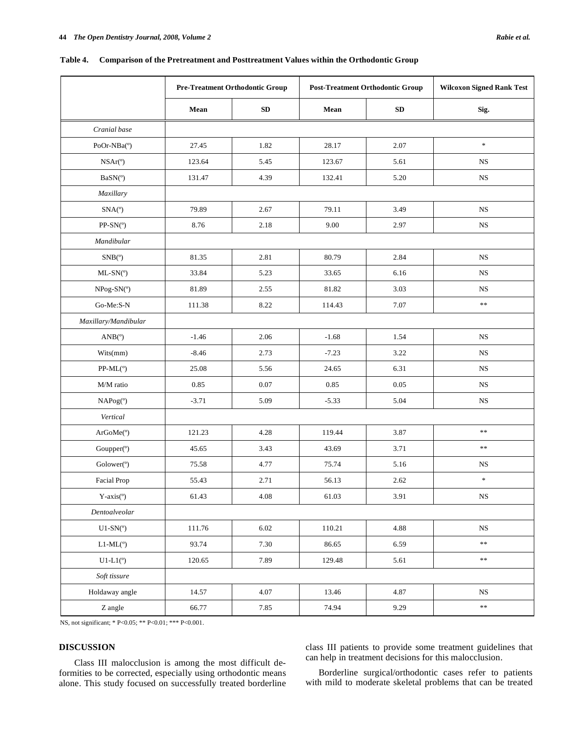**Table 4. Comparison of the Pretreatment and Posttreatment Values within the Orthodontic Group**

| | Pre-Treatment Orthodontic Group | | Post-Treatment Orthodontic Group | | Wilcoxon Signed Rank Test |
|---|---|---|---|---|---|
| | Mean | SD | Mean | SD | Sig. |
| *Cranial base* | | | | | |
| PoOr-NBa(º) | 27.45 | 1.82 | 28.17 | 2.07 | * |
| NSAr(º) | 123.64 | 5.45 | 123.67 | 5.61 | NS |
| BaSN(º) | 131.47 | 4.39 | 132.41 | 5.20 | NS |
| *Maxillary* | | | | | |
| SNA(º) | 79.89 | 2.67 | 79.11 | 3.49 | NS |
| PP-SN(º) | 8.76 | 2.18 | 9.00 | 2.97 | NS |
| *Mandibular* | | | | | |
| SNB(º) | 81.35 | 2.81 | 80.79 | 2.84 | NS |
| ML-SN(º) | 33.84 | 5.23 | 33.65 | 6.16 | NS |
| NPog-SN(º) | 81.89 | 2.55 | 81.82 | 3.03 | NS |
| Go-Me:S-N | 111.38 | 8.22 | 114.43 | 7.07 | ** |
| *Maxillary/Mandibular* | | | | | |
| ANB(º) | -1.46 | 2.06 | -1.68 | 1.54 | NS |
| Wits(mm) | -8.46 | 2.73 | -7.23 | 3.22 | NS |
| PP-ML(º) | 25.08 | 5.56 | 24.65 | 6.31 | NS |
| M/M ratio | 0.85 | 0.07 | 0.85 | 0.05 | NS |
| NAPog(º) | -3.71 | 5.09 | -5.33 | 5.04 | NS |
| *Vertical* | | | | | |
| ArGoMe(º) | 121.23 | 4.28 | 119.44 | 3.87 | ** |
| Goupper(º) | 45.65 | 3.43 | 43.69 | 3.71 | ** |
| Golower(º) | 75.58 | 4.77 | 75.74 | 5.16 | NS |
| Facial Prop | 55.43 | 2.71 | 56.13 | 2.62 | * |
| Y-axis(º) | 61.43 | 4.08 | 61.03 | 3.91 | NS |
| *Dentoalveolar* | | | | | |
| U1-SN(º) | 111.76 | 6.02 | 110.21 | 4.88 | NS |
| L1-ML(º) | 93.74 | 7.30 | 86.65 | 6.59 | ** |
| U1-L1(º) | 120.65 | 7.89 | 129.48 | 5.61 | ** |
| *Soft tissure* | | | | | |
| Holdaway angle | 14.57 | 4.07 | 13.46 | 4.87 | NS |
| Z angle | 66.77 | 7.85 | 74.94 | 9.29 | ** |

NS, not significant; * P<0.05; ** P<0.01; *** P<0.001.

## DISCUSSION

Class III malocclusion is among the most difficult deformities to be corrected, especially using orthodontic means alone. This study focused on successfully treated borderline class III patients to provide some treatment guidelines that can help in treatment decisions for this malocclusion.

Borderline surgical/orthodontic cases refer to patients with mild to moderate skeletal problems that can be treated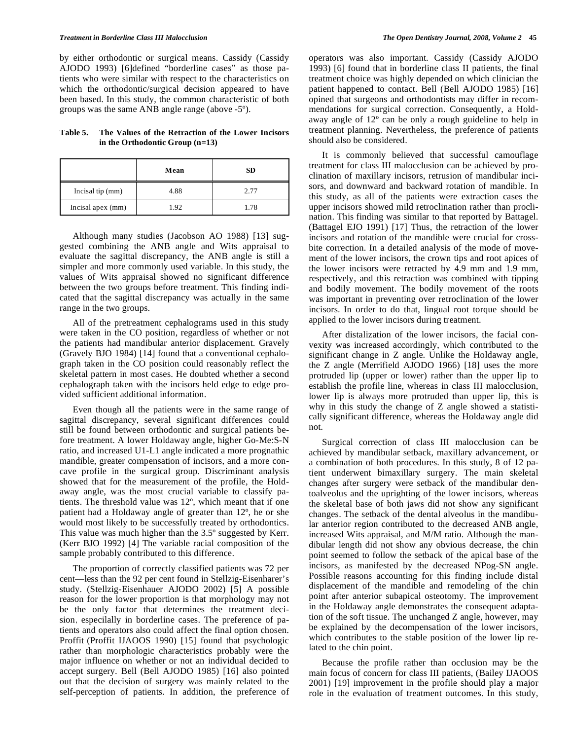by either orthodontic or surgical means. Cassidy (Cassidy AJODO 1993) [6]defined “borderline cases” as those patients who were similar with respect to the characteristics on which the orthodontic/surgical decision appeared to have been based. In this study, the common characteristic of both groups was the same ANB angle range (above -5º).

**Table 5. The Values of the Retraction of the Lower Incisors in the Orthodontic Group (n=13)**

| | Mean | SD |
|---|---|---|
| Incisal tip (mm) | 4.88 | 2.77 |
| Incisal apex (mm) | 1.92 | 1.78 |

Although many studies (Jacobson AO 1988) [13] suggested combining the ANB angle and Wits appraisal to evaluate the sagittal discrepancy, the ANB angle is still a simpler and more commonly used variable. In this study, the values of Wits appraisal showed no significant difference between the two groups before treatment. This finding indicated that the sagittal discrepancy was actually in the same range in the two groups.

All of the pretreatment cephalograms used in this study were taken in the CO position, regardless of whether or not the patients had mandibular anterior displacement. Gravely (Gravely BJO 1984) [14] found that a conventional cephalograph taken in the CO position could reasonably reflect the skeletal pattern in most cases. He doubted whether a second cephalograph taken with the incisors held edge to edge provided sufficient additional information.

Even though all the patients were in the same range of sagittal discrepancy, several significant differences could still be found between orthodontic and surgical patients before treatment. A lower Holdaway angle, higher Go-Me:S-N ratio, and increased U1-L1 angle indicated a more prognathic mandible, greater compensation of incisors, and a more concave profile in the surgical group. Discriminant analysis showed that for the measurement of the profile, the Holdaway angle, was the most crucial variable to classify patients. The threshold value was 12º, which meant that if one patient had a Holdaway angle of greater than 12º, he or she would most likely to be successfully treated by orthodontics. This value was much higher than the 3.5º suggested by Kerr. (Kerr BJO 1992) [4] The variable racial composition of the sample probably contributed to this difference.

The proportion of correctly classified patients was 72 per cent—less than the 92 per cent found in Stellzig-Eisenharer’s study. (Stellzig-Eisenhauer AJODO 2002) [5] A possible reason for the lower proportion is that morphology may not be the only factor that determines the treatment decision, especilally in borderline cases. The preference of patients and operators also could affect the final option chosen. Proffit (Proffit IJAOOS 1990) [15] found that psychologic rather than morphologic characteristics probably were the major influence on whether or not an individual decided to accept surgery. Bell (Bell AJODO 1985) [16] also pointed out that the decision of surgery was mainly related to the self-perception of patients. In addition, the preference of operators was also important. Cassidy (Cassidy AJODO 1993) [6] found that in borderline class II patients, the final treatment choice was highly depended on which clinician the patient happened to contact. Bell (Bell AJODO 1985) [16] opined that surgeons and orthodontists may differ in recommendations for surgical correction. Consequently, a Holdaway angle of 12º can be only a rough guideline to help in treatment planning. Nevertheless, the preference of patients should also be considered.

It is commonly believed that successful camouflage treatment for class III malocclusion can be achieved by proclination of maxillary incisors, retrusion of mandibular incisors, and downward and backward rotation of mandible. In this study, as all of the patients were extraction cases the upper incisors showed mild retroclination rather than proclination. This finding was similar to that reported by Battagel. (Battagel EJO 1991) [17] Thus, the retraction of the lower incisors and rotation of the mandible were crucial for crossbite correction. In a detailed analysis of the mode of movement of the lower incisors, the crown tips and root apices of the lower incisors were retracted by 4.9 mm and 1.9 mm, respectively, and this retraction was combined with tipping and bodily movement. The bodily movement of the roots was important in preventing over retroclination of the lower incisors. In order to do that, lingual root torque should be applied to the lower incisors during treatment.

After distalization of the lower incisors, the facial convexity was increased accordingly, which contributed to the significant change in Z angle. Unlike the Holdaway angle, the Z angle (Merrifield AJODO 1966) [18] uses the more protruded lip (upper or lower) rather than the upper lip to establish the profile line, whereas in class III malocclusion, lower lip is always more protruded than upper lip, this is why in this study the change of Z angle showed a statistically significant difference, whereas the Holdaway angle did not.

Surgical correction of class III malocclusion can be achieved by mandibular setback, maxillary advancement, or a combination of both procedures. In this study, 8 of 12 patient underwent bimaxillary surgery. The main skeletal changes after surgery were setback of the mandibular dentoalveolus and the uprighting of the lower incisors, whereas the skeletal base of both jaws did not show any significant changes. The setback of the dental alveolus in the mandibular anterior region contributed to the decreased ANB angle, increased Wits appraisal, and M/M ratio. Although the mandibular length did not show any obvious decrease, the chin point seemed to follow the setback of the apical base of the incisors, as manifested by the decreased NPog-SN angle. Possible reasons accounting for this finding include distal displacement of the mandible and remodeling of the chin point after anterior subapical osteotomy. The improvement in the Holdaway angle demonstrates the consequent adaptation of the soft tissue. The unchanged Z angle, however, may be explained by the decompensation of the lower incisors, which contributes to the stable position of the lower lip related to the chin point.

Because the profile rather than occlusion may be the main focus of concern for class III patients, (Bailey IJAOOS 2001) [19] improvement in the profile should play a major role in the evaluation of treatment outcomes. In this study,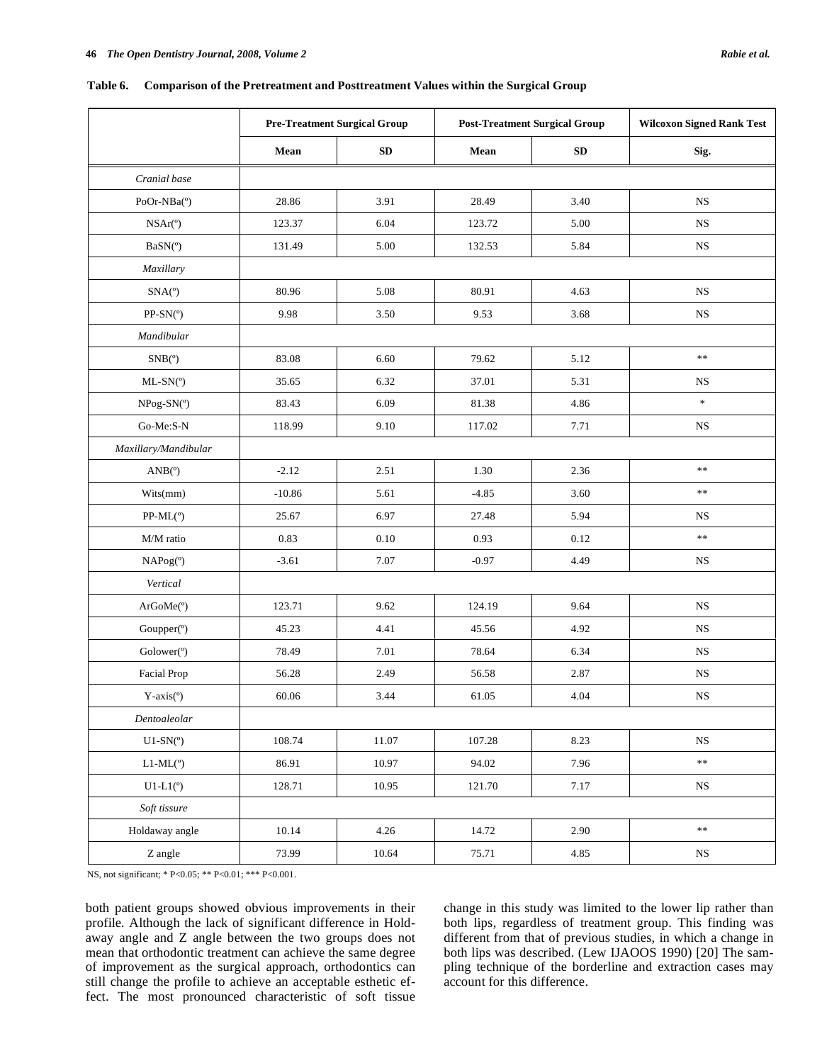**Table 6. Comparison of the Pretreatment and Posttreatment Values within the Surgical Group**

| | Pre-Treatment Surgical Group | | Post-Treatment Surgical Group | | Wilcoxon Signed Rank Test |
|---|---|---|---|---|---|
| | Mean | SD | Mean | SD | Sig. |
| *Cranial base* | | | | | |
| PoOr-NBa(º) | 28.86 | 3.91 | 28.49 | 3.40 | NS |
| NSAr(º) | 123.37 | 6.04 | 123.72 | 5.00 | NS |
| BaSN(º) | 131.49 | 5.00 | 132.53 | 5.84 | NS |
| *Maxillary* | | | | | |
| SNA(º) | 80.96 | 5.08 | 80.91 | 4.63 | NS |
| PP-SN(º) | 9.98 | 3.50 | 9.53 | 3.68 | NS |
| *Mandibular* | | | | | |
| SNB(º) | 83.08 | 6.60 | 79.62 | 5.12 | ** |
| ML-SN(º) | 35.65 | 6.32 | 37.01 | 5.31 | NS |
| NPog-SN(º) | 83.43 | 6.09 | 81.38 | 4.86 | * |
| Go-Me:S-N | 118.99 | 9.10 | 117.02 | 7.71 | NS |
| *Maxillary/Mandibular* | | | | | |
| ANB(º) | -2.12 | 2.51 | 1.30 | 2.36 | ** |
| Wits(mm) | -10.86 | 5.61 | -4.85 | 3.60 | ** |
| PP-ML(º) | 25.67 | 6.97 | 27.48 | 5.94 | NS |
| M/M ratio | 0.83 | 0.10 | 0.93 | 0.12 | ** |
| NAPog(º) | -3.61 | 7.07 | -0.97 | 4.49 | NS |
| *Vertical* | | | | | |
| ArGoMe(º) | 123.71 | 9.62 | 124.19 | 9.64 | NS |
| Goupper(º) | 45.23 | 4.41 | 45.56 | 4.92 | NS |
| Golower(º) | 78.49 | 7.01 | 78.64 | 6.34 | NS |
| Facial Prop | 56.28 | 2.49 | 56.58 | 2.87 | NS |
| Y-axis(º) | 60.06 | 3.44 | 61.05 | 4.04 | NS |
| *Dentoaleolar* | | | | | |
| U1-SN(º) | 108.74 | 11.07 | 107.28 | 8.23 | NS |
| L1-ML(º) | 86.91 | 10.97 | 94.02 | 7.96 | ** |
| U1-L1(º) | 128.71 | 10.95 | 121.70 | 7.17 | NS |
| *Soft tissure* | | | | | |
| Holdaway angle | 10.14 | 4.26 | 14.72 | 2.90 | ** |
| Z angle | 73.99 | 10.64 | 75.71 | 4.85 | NS |

NS, not significant; * $P<0.05$; ** $P<0.01$; *** $P<0.001$.

both patient groups showed obvious improvements in their profile. Although the lack of significant difference in Holdaway angle and Z angle between the two groups does not mean that orthodontic treatment can achieve the same degree of improvement as the surgical approach, orthodontics can still change the profile to achieve an acceptable esthetic effect. The most pronounced characteristic of soft tissue change in this study was limited to the lower lip rather than both lips, regardless of treatment group. This finding was different from that of previous studies, in which a change in both lips was described. (Lew IJAOOS 1990) [20] The sampling technique of the borderline and extraction cases may account for this difference.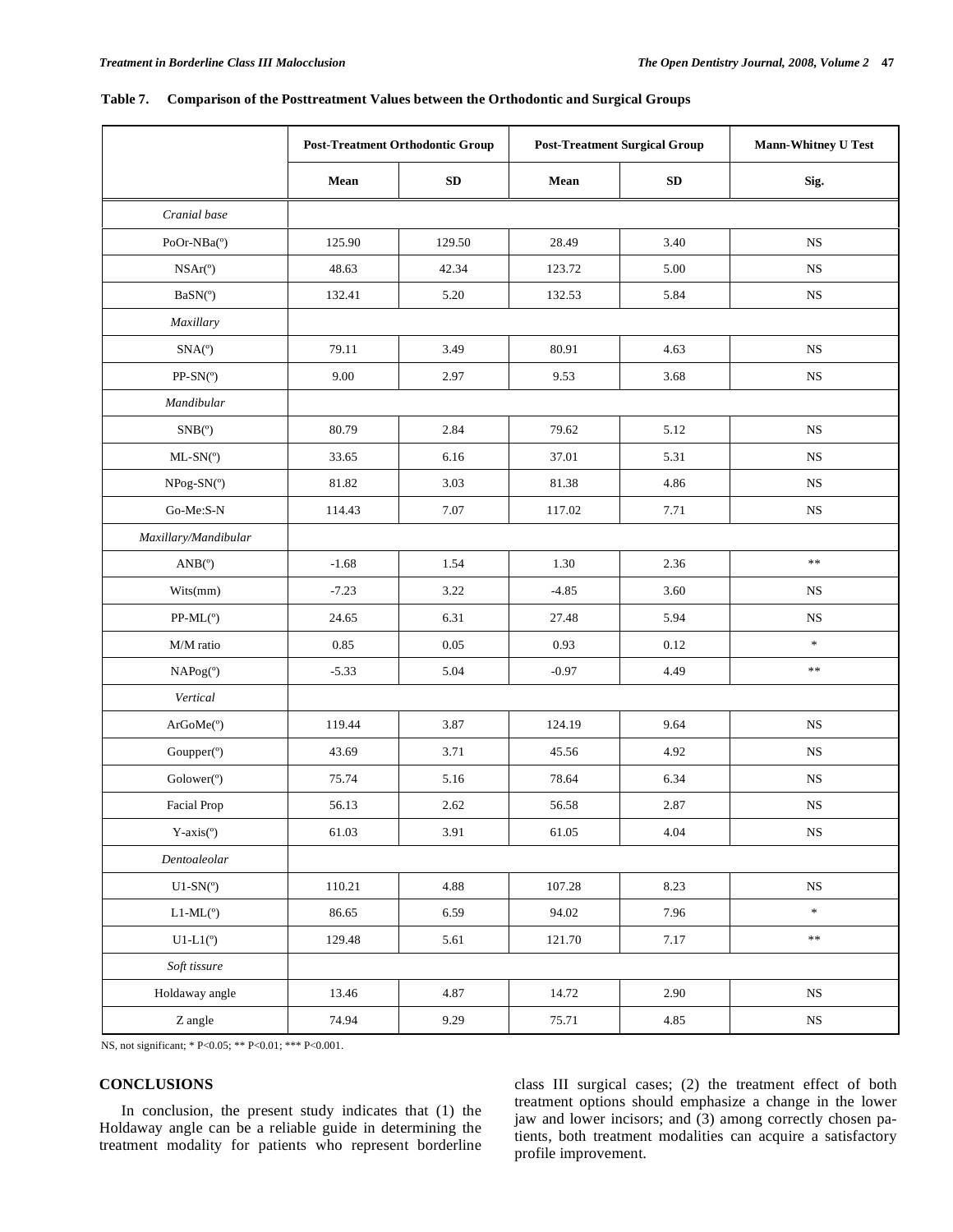**Table 7. Comparison of the Posttreatment Values between the Orthodontic and Surgical Groups**

| | Post-Treatment Orthodontic Group | | Post-Treatment Surgical Group | | Mann-Whitney U Test |
|---|---|---|---|---|---|
| | Mean | SD | Mean | SD | Sig. |
| *Cranial base* | | | | | |
| PoOr-NBa(º) | 125.90 | 129.50 | 28.49 | 3.40 | NS |
| NSAr(º) | 48.63 | 42.34 | 123.72 | 5.00 | NS |
| BaSN(º) | 132.41 | 5.20 | 132.53 | 5.84 | NS |
| *Maxillary* | | | | | |
| SNA(º) | 79.11 | 3.49 | 80.91 | 4.63 | NS |
| PP-SN(º) | 9.00 | 2.97 | 9.53 | 3.68 | NS |
| *Mandibular* | | | | | |
| SNB(º) | 80.79 | 2.84 | 79.62 | 5.12 | NS |
| ML-SN(º) | 33.65 | 6.16 | 37.01 | 5.31 | NS |
| NPog-SN(º) | 81.82 | 3.03 | 81.38 | 4.86 | NS |
| Go-Me:S-N | 114.43 | 7.07 | 117.02 | 7.71 | NS |
| *Maxillary/Mandibular* | | | | | |
| ANB(º) | -1.68 | 1.54 | 1.30 | 2.36 | ** |
| Wits(mm) | -7.23 | 3.22 | -4.85 | 3.60 | NS |
| PP-ML(º) | 24.65 | 6.31 | 27.48 | 5.94 | NS |
| M/M ratio | 0.85 | 0.05 | 0.93 | 0.12 | * |
| NAPog(º) | -5.33 | 5.04 | -0.97 | 4.49 | ** |
| *Vertical* | | | | | |
| ArGoMe(º) | 119.44 | 3.87 | 124.19 | 9.64 | NS |
| Goupper(º) | 43.69 | 3.71 | 45.56 | 4.92 | NS |
| Golower(º) | 75.74 | 5.16 | 78.64 | 6.34 | NS |
| Facial Prop | 56.13 | 2.62 | 56.58 | 2.87 | NS |
| Y-axis(º) | 61.03 | 3.91 | 61.05 | 4.04 | NS |
| *Dentoaleolar* | | | | | |
| U1-SN(º) | 110.21 | 4.88 | 107.28 | 8.23 | NS |
| L1-ML(º) | 86.65 | 6.59 | 94.02 | 7.96 | * |
| U1-L1(º) | 129.48 | 5.61 | 121.70 | 7.17 | ** |
| *Soft tissure* | | | | | |
| Holdaway angle | 13.46 | 4.87 | 14.72 | 2.90 | NS |
| Z angle | 74.94 | 9.29 | 75.71 | 4.85 | NS |

NS, not significant; * $P<0.05$; ** $P<0.01$; *** $P<0.001$.

## CONCLUSIONS

In conclusion, the present study indicates that (1) the Holdaway angle can be a reliable guide in determining the treatment modality for patients who represent borderline class III surgical cases; (2) the treatment effect of both treatment options should emphasize a change in the lower jaw and lower incisors; and (3) among correctly chosen patients, both treatment modalities can acquire a satisfactory profile improvement.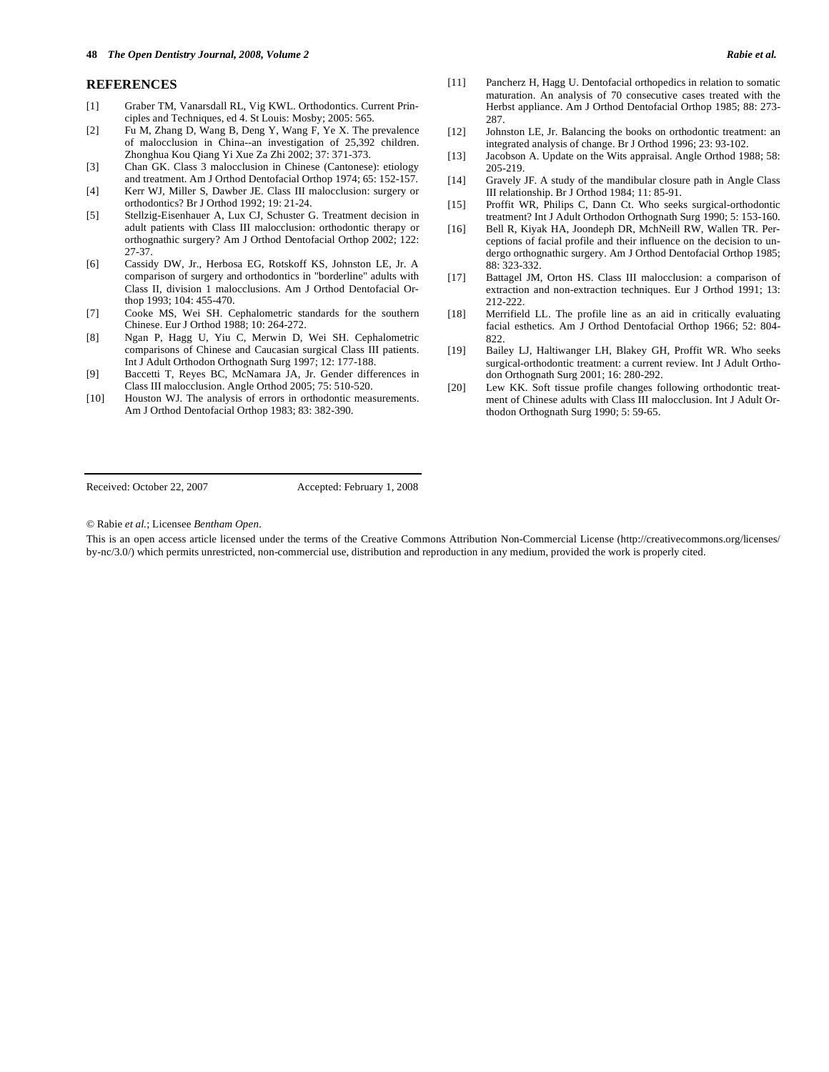## REFERENCES

[1] Graber TM, Vanarsdall RL, Vig KWL. Orthodontics. Current Principles and Techniques, ed 4. St Louis: Mosby; 2005: 565.

[2] Fu M, Zhang D, Wang B, Deng Y, Wang F, Ye X. The prevalence of malocclusion in China--an investigation of 25,392 children. Zhonghua Kou Qiang Yi Xue Za Zhi 2002; 37: 371-373.

[3] Chan GK. Class 3 malocclusion in Chinese (Cantonese): etiology and treatment. Am J Orthod Dentofacial Orthop 1974; 65: 152-157.

[4] Kerr WJ, Miller S, Dawber JE. Class III malocclusion: surgery or orthodontics? Br J Orthod 1992; 19: 21-24.

[5] Stellzig-Eisenhauer A, Lux CJ, Schuster G. Treatment decision in adult patients with Class III malocclusion: orthodontic therapy or orthognathic surgery? Am J Orthod Dentofacial Orthop 2002; 122: 27-37.

[6] Cassidy DW, Jr., Herbosa EG, Rotskoff KS, Johnston LE, Jr. A comparison of surgery and orthodontics in "borderline" adults with Class II, division 1 malocclusions. Am J Orthod Dentofacial Orthop 1993; 104: 455-470.

[7] Cooke MS, Wei SH. Cephalometric standards for the southern Chinese. Eur J Orthod 1988; 10: 264-272.

[8] Ngan P, Hagg U, Yiu C, Merwin D, Wei SH. Cephalometric comparisons of Chinese and Caucasian surgical Class III patients. Int J Adult Orthodon Orthognath Surg 1997; 12: 177-188.

[9] Baccetti T, Reyes BC, McNamara JA, Jr. Gender differences in Class III malocclusion. Angle Orthod 2005; 75: 510-520.

[10] Houston WJ. The analysis of errors in orthodontic measurements. Am J Orthod Dentofacial Orthop 1983; 83: 382-390.

[11] Pancherz H, Hagg U. Dentofacial orthopedics in relation to somatic maturation. An analysis of 70 consecutive cases treated with the Herbst appliance. Am J Orthod Dentofacial Orthop 1985; 88: 273-287.

[12] Johnston LE, Jr. Balancing the books on orthodontic treatment: an integrated analysis of change. Br J Orthod 1996; 23: 93-102.

[13] Jacobson A. Update on the Wits appraisal. Angle Orthod 1988; 58: 205-219.

[14] Gravely JF. A study of the mandibular closure path in Angle Class III relationship. Br J Orthod 1984; 11: 85-91.

[15] Proffit WR, Philips C, Dann Ct. Who seeks surgical-orthodontic treatment? Int J Adult Orthodon Orthognath Surg 1990; 5: 153-160.

[16] Bell R, Kiyak HA, Joondeph DR, MchNeill RW, Wallen TR. Perceptions of facial profile and their influence on the decision to undergo orthognathic surgery. Am J Orthod Dentofacial Orthop 1985; 88: 323-332.

[17] Battagel JM, Orton HS. Class III malocclusion: a comparison of extraction and non-extraction techniques. Eur J Orthod 1991; 13: 212-222.

[18] Merrifield LL. The profile line as an aid in critically evaluating facial esthetics. Am J Orthod Dentofacial Orthop 1966; 52: 804-822.

[19] Bailey LJ, Haltiwanger LH, Blakey GH, Proffit WR. Who seeks surgical-orthodontic treatment: a current review. Int J Adult Orthodon Orthognath Surg 2001; 16: 280-292.

[20] Lew KK. Soft tissue profile changes following orthodontic treatment of Chinese adults with Class III malocclusion. Int J Adult Orthodon Orthognath Surg 1990; 5: 59-65.

Received: October 22, 2007    Accepted: February 1, 2008

© Rabie *et al.*; Licensee *Bentham Open*.

This is an open access article licensed under the terms of the Creative Commons Attribution Non-Commercial License (http://creativecommons.org/licenses/by-nc/3.0/) which permits unrestricted, non-commercial use, distribution and reproduction in any medium, provided the work is properly cited.